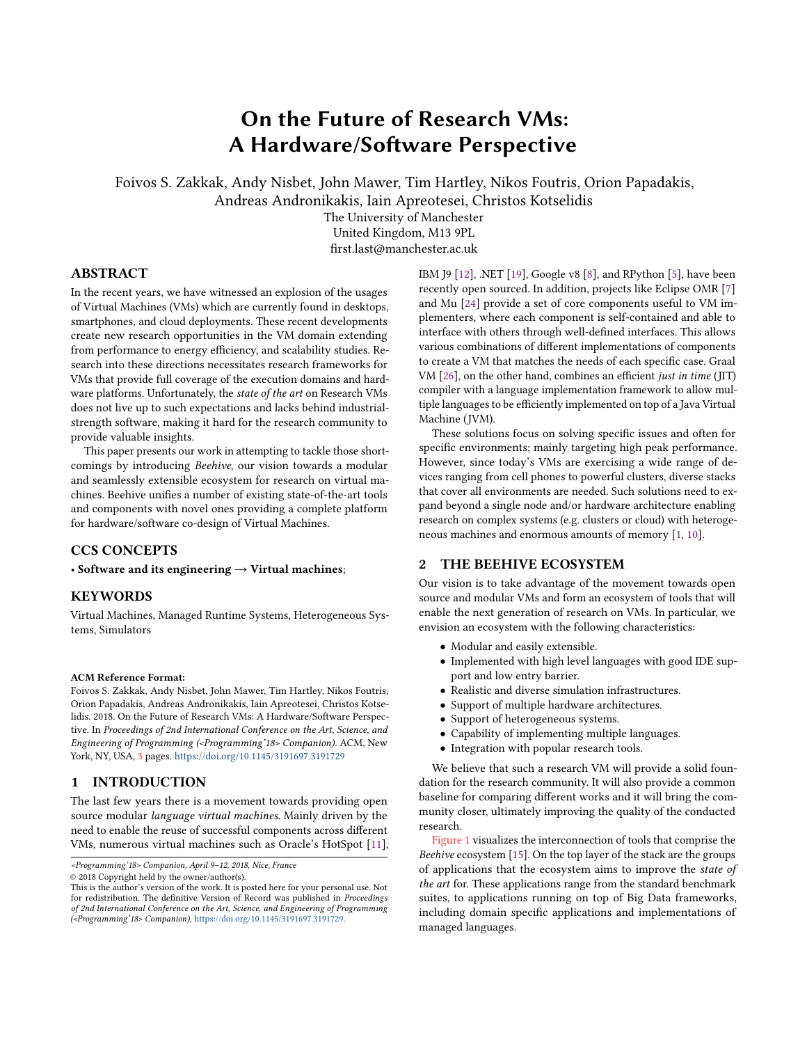# On the Future of Research VMs: A Hardware/Software Perspective

Foivos S. Zakkak, Andy Nisbet, John Mawer, Tim Hartley, Nikos Foutris, Orion Papadakis, Andreas Andronikakis, Iain Apreotesei, Christos Kotselidis

The University of Manchester
United Kingdom, M13 9PL
first.last@manchester.ac.uk

## ABSTRACT

In the recent years, we have witnessed an explosion of the usages of Virtual Machines (VMs) which are currently found in desktops, smartphones, and cloud deployments. These recent developments create new research opportunities in the VM domain extending from performance to energy efficiency, and scalability studies. Research into these directions necessitates research frameworks for VMs that provide full coverage of the execution domains and hardware platforms. Unfortunately, the *state of the art* on Research VMs does not live up to such expectations and lacks behind industrial-strength software, making it hard for the research community to provide valuable insights.

This paper presents our work in attempting to tackle those shortcomings by introducing *Beehive*, our vision towards a modular and seamlessly extensible ecosystem for research on virtual machines. Beehive unifies a number of existing state-of-the-art tools and components with novel ones providing a complete platform for hardware/software co-design of Virtual Machines.

## CCS CONCEPTS

• **Software and its engineering → Virtual machines**;

## KEYWORDS

Virtual Machines, Managed Runtime Systems, Heterogeneous Systems, Simulators

**ACM Reference Format:**
Foivos S. Zakkak, Andy Nisbet, John Mawer, Tim Hartley, Nikos Foutris, Orion Papadakis, Andreas Andronikakis, Iain Apreotesei, Christos Kotselidis. 2018. On the Future of Research VMs: A Hardware/Software Perspective. In *Proceedings of 2nd International Conference on the Art, Science, and Engineering of Programming (<Programming'18> Companion)*. ACM, New York, NY, USA, 3 pages. https://doi.org/10.1145/3191697.3191729

## 1 INTRODUCTION

The last few years there is a movement towards providing open source modular *language virtual machines*. Mainly driven by the need to enable the reuse of successful components across different VMs, numerous virtual machines such as Oracle's HotSpot [11], IBM J9 [12], .NET [19], Google v8 [8], and RPython [5], have been recently open sourced. In addition, projects like Eclipse OMR [7] and Mu [24] provide a set of core components useful to VM implementers, where each component is self-contained and able to interface with others through well-defined interfaces. This allows various combinations of different implementations of components to create a VM that matches the needs of each specific case. Graal VM [26], on the other hand, combines an efficient *just in time* (JIT) compiler with a language implementation framework to allow multiple languages to be efficiently implemented on top of a Java Virtual Machine (JVM).

These solutions focus on solving specific issues and often for specific environments; mainly targeting high peak performance. However, since today's VMs are exercising a wide range of devices ranging from cell phones to powerful clusters, diverse stacks that cover all environments are needed. Such solutions need to expand beyond a single node and/or hardware architecture enabling research on complex systems (e.g. clusters or cloud) with heterogeneous machines and enormous amounts of memory [1, 10].

## 2 THE BEEHIVE ECOSYSTEM

Our vision is to take advantage of the movement towards open source and modular VMs and form an ecosystem of tools that will enable the next generation of research on VMs. In particular, we envision an ecosystem with the following characteristics:

- Modular and easily extensible.
- Implemented with high level languages with good IDE support and low entry barrier.
- Realistic and diverse simulation infrastructures.
- Support of multiple hardware architectures.
- Support of heterogeneous systems.
- Capability of implementing multiple languages.
- Integration with popular research tools.

We believe that such a research VM will provide a solid foundation for the research community. It will also provide a common baseline for comparing different works and it will bring the community closer, ultimately improving the quality of the conducted research.

Figure 1 visualizes the interconnection of tools that comprise the *Beehive* ecosystem [15]. On the top layer of the stack are the groups of applications that the ecosystem aims to improve the *state of the art* for. These applications range from the standard benchmark suites, to applications running on top of Big Data frameworks, including domain specific applications and implementations of managed languages.

<Programming'18> Companion, April 9–12, 2018, Nice, France
© 2018 Copyright held by the owner/author(s).
This is the author's version of the work. It is posted here for your personal use. Not for redistribution. The definitive Version of Record was published in *Proceedings of 2nd International Conference on the Art, Science, and Engineering of Programming (<Programming'18> Companion)*, https://doi.org/10.1145/3191697.3191729.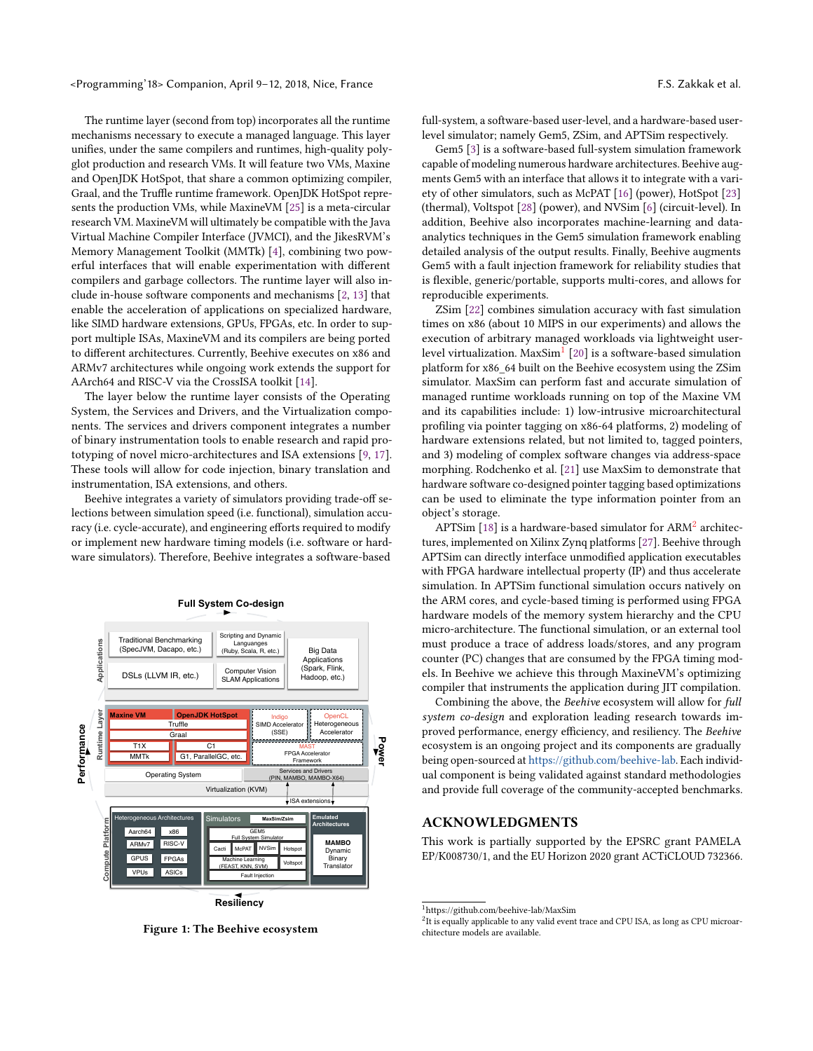The runtime layer (second from top) incorporates all the runtime mechanisms necessary to execute a managed language. This layer unifies, under the same compilers and runtimes, high-quality polyglot production and research VMs. It will feature two VMs, Maxine and OpenJDK HotSpot, that share a common optimizing compiler, Graal, and the Truffle runtime framework. OpenJDK HotSpot represents the production VMs, while MaxineVM [25] is a meta-circular research VM. MaxineVM will ultimately be compatible with the Java Virtual Machine Compiler Interface (JVMCI), and the JikesRVM's Memory Management Toolkit (MMTk) [4], combining two powerful interfaces that will enable experimentation with different compilers and garbage collectors. The runtime layer will also include in-house software components and mechanisms [2, 13] that enable the acceleration of applications on specialized hardware, like SIMD hardware extensions, GPUs, FPGAs, etc. In order to support multiple ISAs, MaxineVM and its compilers are being ported to different architectures. Currently, Beehive executes on x86 and ARMv7 architectures while ongoing work extends the support for AArch64 and RISC-V via the CrossISA toolkit [14].

The layer below the runtime layer consists of the Operating System, the Services and Drivers, and the Virtualization components. The services and drivers component integrates a number of binary instrumentation tools to enable research and rapid prototyping of novel micro-architectures and ISA extensions [9, 17]. These tools will allow for code injection, binary translation and instrumentation, ISA extensions, and others.

Beehive integrates a variety of simulators providing trade-off selections between simulation speed (i.e. functional), simulation accuracy (i.e. cycle-accurate), and engineering efforts required to modify or implement new hardware timing models (i.e. software or hardware simulators). Therefore, Beehive integrates a software-based full-system, a software-based user-level, and a hardware-based user-level simulator; namely Gem5, ZSim, and APTSim respectively.

Figure 1: The Beehive ecosystem

Gem5 [3] is a software-based full-system simulation framework capable of modeling numerous hardware architectures. Beehive augments Gem5 with an interface that allows it to integrate with a variety of other simulators, such as McPAT [16] (power), HotSpot [23] (thermal), Voltspot [28] (power), and NVSim [6] (circuit-level). In addition, Beehive also incorporates machine-learning and data-analytics techniques in the Gem5 simulation framework enabling detailed analysis of the output results. Finally, Beehive augments Gem5 with a fault injection framework for reliability studies that is flexible, generic/portable, supports multi-cores, and allows for reproducible experiments.

ZSim [22] combines simulation accuracy with fast simulation times on x86 (about 10 MIPS in our experiments) and allows the execution of arbitrary managed workloads via lightweight user-level virtualization. MaxSim[1] [20] is a software-based simulation platform for x86_64 built on the Beehive ecosystem using the ZSim simulator. MaxSim can perform fast and accurate simulation of managed runtime workloads running on top of the Maxine VM and its capabilities include: 1) low-intrusive microarchitectural profiling via pointer tagging on x86-64 platforms, 2) modeling of hardware extensions related, but not limited to, tagged pointers, and 3) modeling of complex software changes via address-space morphing. Rodchenko et al. [21] use MaxSim to demonstrate that hardware software co-designed pointer tagging based optimizations can be used to eliminate the type information pointer from an object's storage.

APTSim [18] is a hardware-based simulator for ARM[2] architectures, implemented on Xilinx Zynq platforms [27]. Beehive through APTSim can directly interface unmodified application executables with FPGA hardware intellectual property (IP) and thus accelerate simulation. In APTSim functional simulation occurs natively on the ARM cores, and cycle-based timing is performed using FPGA hardware models of the memory system hierarchy and the CPU micro-architecture. The functional simulation, or an external tool must produce a trace of address loads/stores, and any program counter (PC) changes that are consumed by the FPGA timing models. In Beehive we achieve this through MaxineVM's optimizing compiler that instruments the application during JIT compilation.

Combining the above, the *Beehive* ecosystem will allow for *full system co-design* and exploration leading research towards improved performance, energy efficiency, and resiliency. The *Beehive* ecosystem is an ongoing project and its components are gradually being open-sourced at https://github.com/beehive-lab. Each individual component is being validated against standard methodologies and provide full coverage of the community-accepted benchmarks.

## ACKNOWLEDGMENTS

This work is partially supported by the EPSRC grant PAMELA EP/K008730/1, and the EU Horizon 2020 grant ACTiCLOUD 732366.

[1] https://github.com/beehive-lab/MaxSim

[2] It is equally applicable to any valid event trace and CPU ISA, as long as CPU microarchitecture models are available.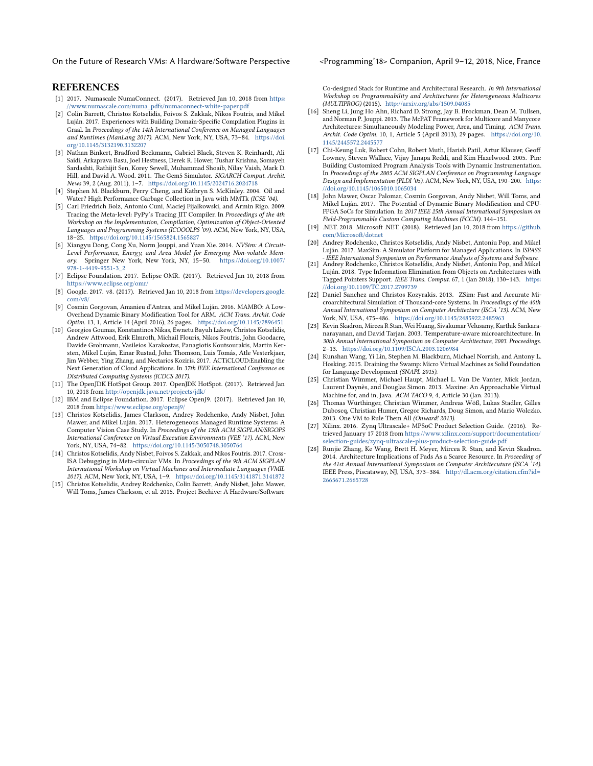## REFERENCES

[1] 2017. Numascale NumaConnect. (2017). Retrieved Jan 10, 2018 from https://www.numascale.com/numa_pdfs/numaconnect-white-paper.pdf

[2] Colin Barrett, Christos Kotselidis, Foivos S. Zakkak, Nikos Foutris, and Mikel Luján. 2017. Experiences with Building Domain-Specific Compilation Plugins in Graal. In *Proceedings of the 14th International Conference on Managed Languages and Runtimes (ManLang 2017)*. ACM, New York, NY, USA, 73–84. https://doi.org/10.1145/3132190.3132207

[3] Nathan Binkert, Bradford Beckmann, Gabriel Black, Steven K. Reinhardt, Ali Saidi, Arkaprava Basu, Joel Hestness, Derek R. Hower, Tushar Krishna, Somayeh Sardashti, Rathijit Sen, Korey Sewell, Muhammad Shoaib, Nilay Vaish, Mark D. Hill, and David A. Wood. 2011. The Gem5 Simulator. *SIGARCH Comput. Archit. News* 39, 2 (Aug. 2011), 1–7. https://doi.org/10.1145/2024716.2024718

[4] Stephen M. Blackburn, Perry Cheng, and Kathryn S. McKinley. 2004. Oil and Water? High Performance Garbage Collection in Java with MMTk *(ICSE '04)*.

[5] Carl Friedrich Bolz, Antonio Cuni, Maciej Fijalkowski, and Armin Rigo. 2009. Tracing the Meta-level: PyPy's Tracing JIT Compiler. In *Proceedings of the 4th Workshop on the Implementation, Compilation, Optimization of Object-Oriented Languages and Programming Systems (ICOOOLPS '09)*. ACM, New York, NY, USA, 18–25. https://doi.org/10.1145/1565824.1565827

[6] Xiangyu Dong, Cong Xu, Norm Jouppi, and Yuan Xie. 2014. *NVSim: A Circuit-Level Performance, Energy, and Area Model for Emerging Non-volatile Memory*. Springer New York, New York, NY, 15–50. https://doi.org/10.1007/978-1-4419-9551-3_2

[7] Eclipse Foundation. 2017. Eclipse OMR. (2017). Retrieved Jan 10, 2018 from https://www.eclipse.org/omr/

[8] Google. 2017. v8. (2017). Retrieved Jan 10, 2018 from https://developers.google.com/v8/

[9] Cosmin Gorgovan, Amanieu d'Antras, and Mikel Luján. 2016. MAMBO: A Low-Overhead Dynamic Binary Modification Tool for ARM. *ACM Trans. Archit. Code Optim.* 13, 1, Article 14 (April 2016), 26 pages. https://doi.org/10.1145/2896451

[10] Georgios Goumas, Konstantinos Nikas, Ewnetu Bayuh Lakew, Christos Kotselidis, Andrew Attwood, Erik Elmroth, Michail Flouris, Nikos Foutris, John Goodacre, Davide Grohmann, Vasileios Karakostas, Panagiotis Koutsourakis, Martin Kersten, Mikel Luján, Einar Rustad, John Thomson, Luis Tomás, Atle Vesterkjaer, Jim Webber, Ying Zhang, and Nectarios Koziris. 2017. ACTiCLOUD:Enabling the Next Generation of Cloud Applications. In *37th IEEE International Conference on Distributed Computing Systems (ICDCS 2017)*.

[11] The OpenJDK HotSpot Group. 2017. OpenJDK HotSpot. (2017). Retrieved Jan 10, 2018 from http://openjdk.java.net/projects/jdk/

[12] IBM and Eclipse Foundation. 2017. Eclipse OpenJ9. (2017). Retrieved Jan 10, 2018 from https://www.eclipse.org/openj9/

[13] Christos Kotselidis, James Clarkson, Andrey Rodchenko, Andy Nisbet, John Mawer, and Mikel Luján. 2017. Heterogeneous Managed Runtime Systems: A Computer Vision Case Study. In *Proceedings of the 13th ACM SIGPLAN/SIGOPS International Conference on Virtual Execution Environments (VEE '17)*. ACM, New York, NY, USA, 74–82. https://doi.org/10.1145/3050748.3050764

[14] Christos Kotselidis, Andy Nisbet, Foivos S. Zakkak, and Nikos Foutris. 2017. Cross-ISA Debugging in Meta-circular VMs. In *Proceedings of the 9th ACM SIGPLAN International Workshop on Virtual Machines and Intermediate Languages (VMIL 2017)*. ACM, New York, NY, USA, 1–9. https://doi.org/10.1145/3141871.3141872

[15] Christos Kotselidis, Andrey Rodchenko, Colin Barrett, Andy Nisbet, John Mawer, Will Toms, James Clarkson, et al. 2015. Project Beehive: A Hardware/Software Co-designed Stack for Runtime and Architectural Research. *In 9th International Workshop on Programmability and Architectures for Heterogeneous Multicores (MULTIPROG)* (2015). http://arxiv.org/abs/1509.04085

[16] Sheng Li, Jung Ho Ahn, Richard D. Strong, Jay B. Brockman, Dean M. Tullsen, and Norman P. Jouppi. 2013. The McPAT Framework for Multicore and Manycore Architectures: Simultaneously Modeling Power, Area, and Timing. *ACM Trans. Archit. Code Optim.* 10, 1, Article 5 (April 2013), 29 pages. https://doi.org/10.1145/2445572.2445577

[17] Chi-Keung Luk, Robert Cohn, Robert Muth, Harish Patil, Artur Klauser, Geoff Lowney, Steven Wallace, Vijay Janapa Reddi, and Kim Hazelwood. 2005. Pin: Building Customized Program Analysis Tools with Dynamic Instrumentation. In *Proceedings of the 2005 ACM SIGPLAN Conference on Programming Language Design and Implementation (PLDI '05)*. ACM, New York, NY, USA, 190–200. https://doi.org/10.1145/1065010.1065034

[18] John Mawer, Oscar Palomar, Cosmin Gorgovan, Andy Nisbet, Will Toms, and Mikel Luján. 2017. The Potential of Dynamic Binary Modification and CPU-FPGA SoCs for Simulation. In *2017 IEEE 25th Annual International Symposium on Field-Programmable Custom Computing Machines (FCCM)*. 144–151.

[19] .NET. 2018. Microsoft .NET. (2018). Retrieved Jan 10, 2018 from https://github.com/Microsoft/dotnet

[20] Andrey Rodchenko, Christos Kotselidis, Andy Nisbet, Antoniu Pop, and Mikel Luján. 2017. MaxSim: A Simulator Platform for Managed Applications. In *ISPASS - IEEE International Symposium on Performance Analysis of Systems and Software*.

[21] Andrey Rodchenko, Christos Kotselidis, Andy Nisbet, Antoniu Pop, and Mikel Luján. 2018. Type Information Elimination from Objects on Architectures with Tagged Pointers Support. *IEEE Trans. Comput.* 67, 1 (Jan 2018), 130–143. https://doi.org/10.1109/TC.2017.2709739

[22] Daniel Sanchez and Christos Kozyrakis. 2013. ZSim: Fast and Accurate Microarchitectural Simulation of Thousand-core Systems. In *Proceedings of the 40th Annual International Symposium on Computer Architecture (ISCA '13)*. ACM, New York, NY, USA, 475–486. https://doi.org/10.1145/2485922.2485963

[23] Kevin Skadron, Mircea R Stan, Wei Huang, Sivakumar Velusamy, Karthik Sankaranarayanan, and David Tarjan. 2003. Temperature-aware microarchitecture. In *30th Annual International Symposium on Computer Architecture, 2003. Proceedings.* 2–13. https://doi.org/10.1109/ISCA.2003.1206984

[24] Kunshan Wang, Yi Lin, Stephen M. Blackburn, Michael Norrish, and Antony L. Hosking. 2015. Draining the Swamp: Micro Virtual Machines as Solid Foundation for Language Development *(SNAPL 2015)*.

[25] Christian Wimmer, Michael Haupt, Michael L. Van De Vanter, Mick Jordan, Laurent Daynès, and Douglas Simon. 2013. Maxine: An Approachable Virtual Machine for, and in, Java. *ACM TACO* 9, 4, Article 30 (Jan. 2013).

[26] Thomas Würthinger, Christian Wimmer, Andreas Wöß, Lukas Stadler, Gilles Duboscq, Christian Humer, Gregor Richards, Doug Simon, and Mario Wolczko. 2013. One VM to Rule Them All *(Onward! 2013)*.

[27] Xilinx. 2016. Zynq Ultrascale+ MPSoC Product Selection Guide. (2016). Retrieved January 17 2018 from https://www.xilinx.com/support/documentation/selection-guides/zynq-ultrascale-plus-product-selection-guide.pdf

[28] Runjie Zhang, Ke Wang, Brett H. Meyer, Mircea R. Stan, and Kevin Skadron. 2014. Architecture Implications of Pads As a Scarce Resource. In *Proceeding of the 41st Annual International Symposium on Computer Architecuture (ISCA '14)*. IEEE Press, Piscataway, NJ, USA, 373–384. http://dl.acm.org/citation.cfm?id=2665671.2665728